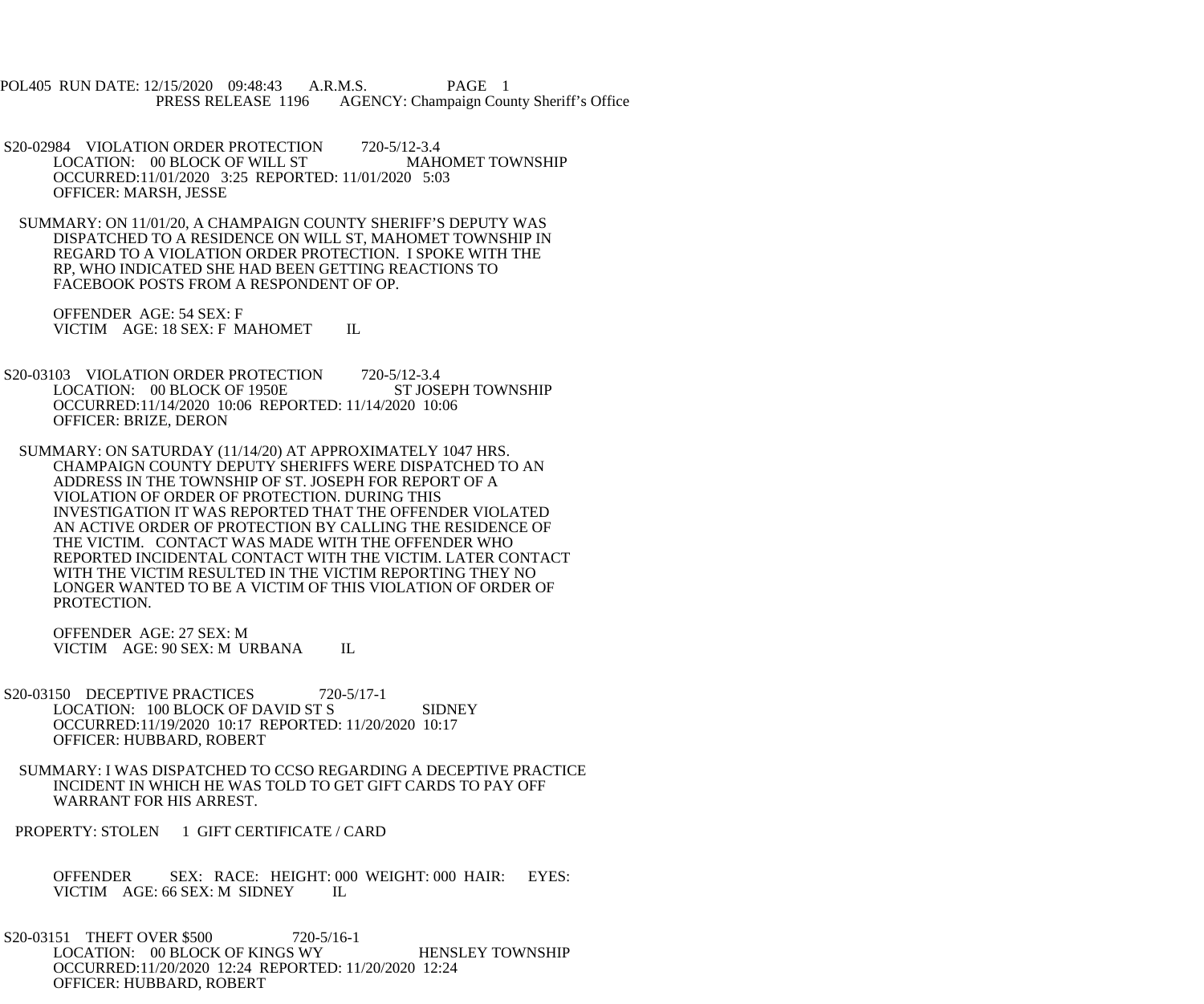POL405 RUN DATE: 12/15/2020 09:48:43 A.R.M.S. PAGE 1
PRESS RELEASE 1196 AGENCY: Champaign County Sheriff's Office

S20-02984 VIOLATION ORDER PROTECTION 720-5/12-3.4
LOCATION: 00 BLOCK OF WILL ST MAHOMET TOWNSHIP
OCCURRED:11/01/2020 3:25 REPORTED: 11/01/2020 5:03
OFFICER: MARSH, JESSE

SUMMARY: ON 11/01/20, A CHAMPAIGN COUNTY SHERIFF'S DEPUTY WAS DISPATCHED TO A RESIDENCE ON WILL ST, MAHOMET TOWNSHIP IN REGARD TO A VIOLATION ORDER PROTECTION. I SPOKE WITH THE RP, WHO INDICATED SHE HAD BEEN GETTING REACTIONS TO FACEBOOK POSTS FROM A RESPONDENT OF OP.

OFFENDER AGE: 54 SEX: F
VICTIM AGE: 18 SEX: F MAHOMET IL

S20-03103 VIOLATION ORDER PROTECTION 720-5/12-3.4
LOCATION: 00 BLOCK OF 1950E ST JOSEPH TOWNSHIP
OCCURRED:11/14/2020 10:06 REPORTED: 11/14/2020 10:06
OFFICER: BRIZE, DERON

SUMMARY: ON SATURDAY (11/14/20) AT APPROXIMATELY 1047 HRS. CHAMPAIGN COUNTY DEPUTY SHERIFFS WERE DISPATCHED TO AN ADDRESS IN THE TOWNSHIP OF ST. JOSEPH FOR REPORT OF A VIOLATION OF ORDER OF PROTECTION. DURING THIS INVESTIGATION IT WAS REPORTED THAT THE OFFENDER VIOLATED AN ACTIVE ORDER OF PROTECTION BY CALLING THE RESIDENCE OF THE VICTIM. CONTACT WAS MADE WITH THE OFFENDER WHO REPORTED INCIDENTAL CONTACT WITH THE VICTIM. LATER CONTACT WITH THE VICTIM RESULTED IN THE VICTIM REPORTING THEY NO LONGER WANTED TO BE A VICTIM OF THIS VIOLATION OF ORDER OF PROTECTION.

OFFENDER AGE: 27 SEX: M
VICTIM AGE: 90 SEX: M URBANA IL

S20-03150 DECEPTIVE PRACTICES 720-5/17-1
LOCATION: 100 BLOCK OF DAVID ST S SIDNEY
OCCURRED:11/19/2020 10:17 REPORTED: 11/20/2020 10:17
OFFICER: HUBBARD, ROBERT

SUMMARY: I WAS DISPATCHED TO CCSO REGARDING A DECEPTIVE PRACTICE INCIDENT IN WHICH HE WAS TOLD TO GET GIFT CARDS TO PAY OFF WARRANT FOR HIS ARREST.

PROPERTY: STOLEN 1 GIFT CERTIFICATE / CARD

OFFENDER SEX: RACE: HEIGHT: 000 WEIGHT: 000 HAIR: EYES:
VICTIM AGE: 66 SEX: M SIDNEY IL

S20-03151 THEFT OVER $500 720-5/16-1
LOCATION: 00 BLOCK OF KINGS WY HENSLEY TOWNSHIP
OCCURRED:11/20/2020 12:24 REPORTED: 11/20/2020 12:24
OFFICER: HUBBARD, ROBERT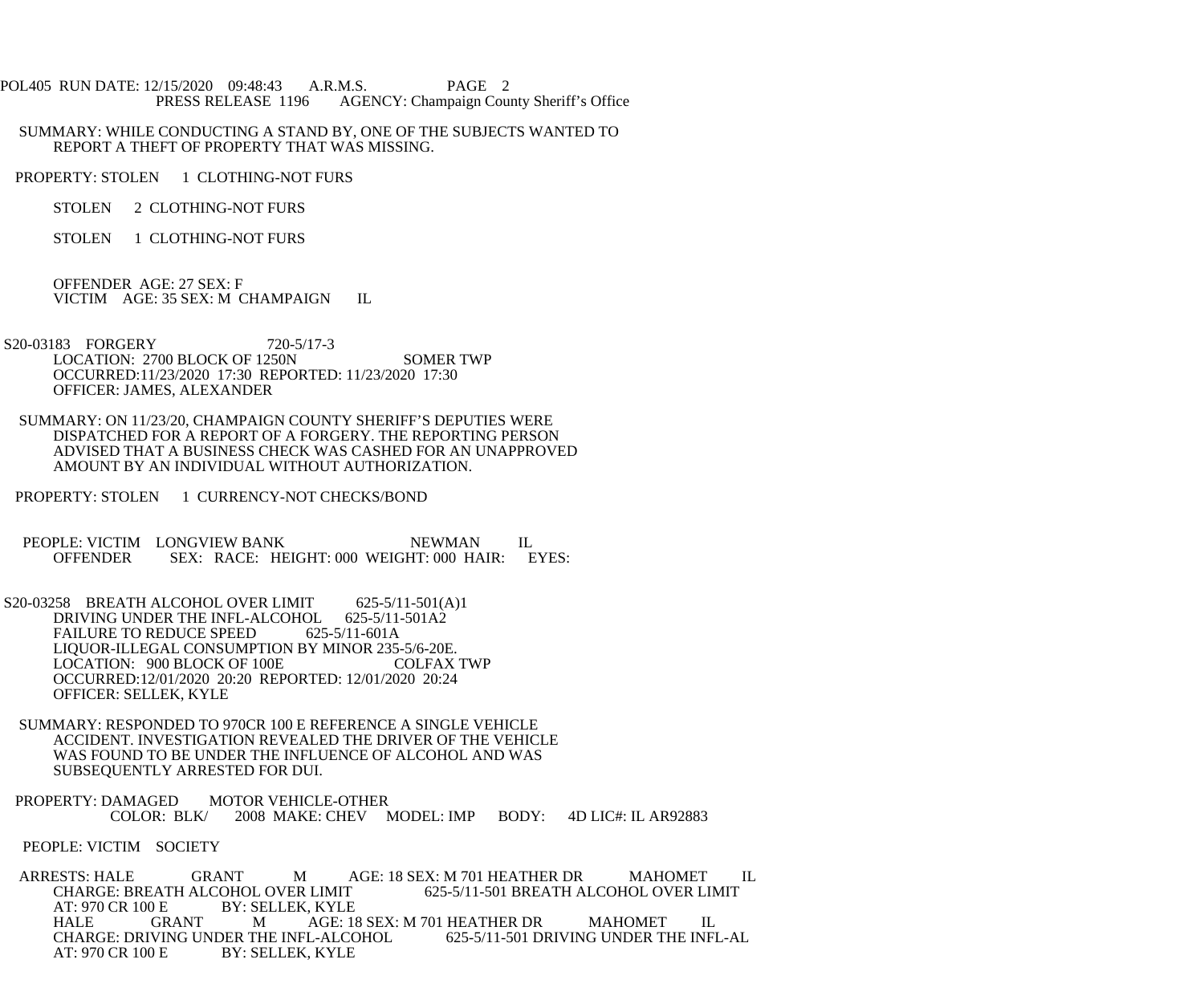SUMMARY: WHILE CONDUCTING A STAND BY, ONE OF THE SUBJECTS WANTED TO REPORT A THEFT OF PROPERTY THAT WAS MISSING.

PROPERTY: STOLEN 1 CLOTHING-NOT FURS

STOLEN 2 CLOTHING-NOT FURS

STOLEN 1 CLOTHING-NOT FURS

OFFENDER AGE: 27 SEX: F
VICTIM AGE: 35 SEX: M CHAMPAIGN IL

S20-03183 FORGERY 720-5/17-3
LOCATION: 2700 BLOCK OF 1250N SOMER TWP
OCCURRED:11/23/2020 17:30 REPORTED: 11/23/2020 17:30
OFFICER: JAMES, ALEXANDER

SUMMARY: ON 11/23/20, CHAMPAIGN COUNTY SHERIFF'S DEPUTIES WERE DISPATCHED FOR A REPORT OF A FORGERY. THE REPORTING PERSON ADVISED THAT A BUSINESS CHECK WAS CASHED FOR AN UNAPPROVED AMOUNT BY AN INDIVIDUAL WITHOUT AUTHORIZATION.

PROPERTY: STOLEN 1 CURRENCY-NOT CHECKS/BOND

PEOPLE: VICTIM LONGVIEW BANK NEWMAN IL
OFFENDER SEX: RACE: HEIGHT: 000 WEIGHT: 000 HAIR: EYES:

S20-03258 BREATH ALCOHOL OVER LIMIT 625-5/11-501(A)1
DRIVING UNDER THE INFL-ALCOHOL 625-5/11-501A2
FAILURE TO REDUCE SPEED 625-5/11-601A
LIQUOR-ILLEGAL CONSUMPTION BY MINOR 235-5/6-20E.
LOCATION: 900 BLOCK OF 100E COLFAX TWP
OCCURRED:12/01/2020 20:20 REPORTED: 12/01/2020 20:24
OFFICER: SELLEK, KYLE

SUMMARY: RESPONDED TO 970CR 100 E REFERENCE A SINGLE VEHICLE ACCIDENT. INVESTIGATION REVEALED THE DRIVER OF THE VEHICLE WAS FOUND TO BE UNDER THE INFLUENCE OF ALCOHOL AND WAS SUBSEQUENTLY ARRESTED FOR DUI.

PROPERTY: DAMAGED MOTOR VEHICLE-OTHER
COLOR: BLK/ 2008 MAKE: CHEV MODEL: IMP BODY: 4D LIC#: IL AR92883

PEOPLE: VICTIM SOCIETY

ARRESTS: HALE GRANT M AGE: 18 SEX: M 701 HEATHER DR MAHOMET IL
CHARGE: BREATH ALCOHOL OVER LIMIT 625-5/11-501 BREATH ALCOHOL OVER LIMIT
AT: 970 CR 100 E BY: SELLEK, KYLE
HALE GRANT M AGE: 18 SEX: M 701 HEATHER DR MAHOMET IL
CHARGE: DRIVING UNDER THE INFL-ALCOHOL 625-5/11-501 DRIVING UNDER THE INFL-AL
AT: 970 CR 100 E BY: SELLEK, KYLE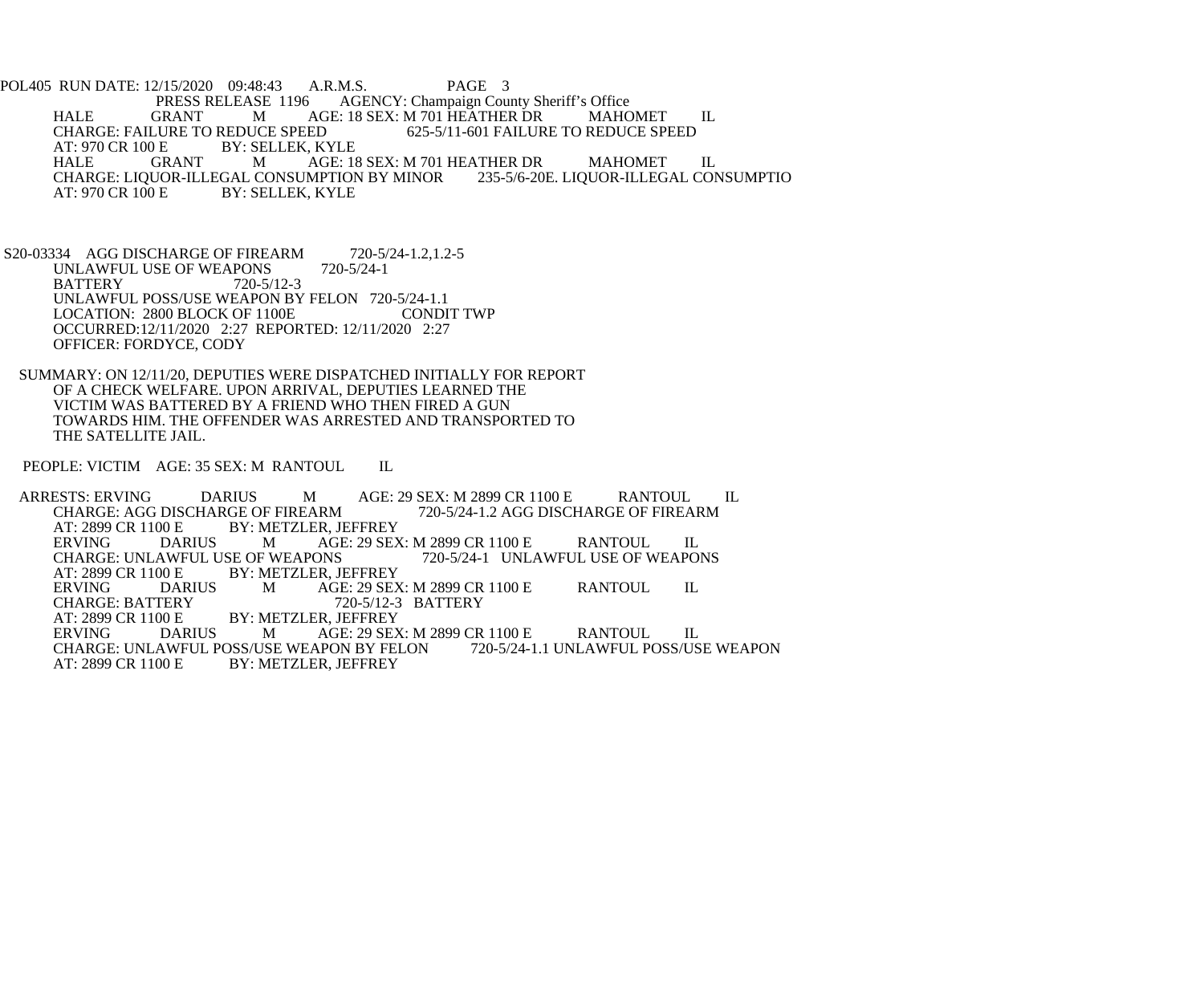POL405 RUN DATE: 12/15/2020 09:48:43 A.R.M.S. PAGE 3
PRESS RELEASE 1196 AGENCY: Champaign County Sheriff's Office

HALE GRANT M AGE: 18 SEX: M 701 HEATHER DR MAHOMET IL
CHARGE: FAILURE TO REDUCE SPEED 625-5/11-601 FAILURE TO REDUCE SPEED
AT: 970 CR 100 E BY: SELLEK, KYLE
HALE GRANT M AGE: 18 SEX: M 701 HEATHER DR MAHOMET IL
CHARGE: LIQUOR-ILLEGAL CONSUMPTION BY MINOR 235-5/6-20E. LIQUOR-ILLEGAL CONSUMPTIO
AT: 970 CR 100 E BY: SELLEK, KYLE

S20-03334 AGG DISCHARGE OF FIREARM 720-5/24-1.2,1.2-5
UNLAWFUL USE OF WEAPONS 720-5/24-1
BATTERY 720-5/12-3
UNLAWFUL POSS/USE WEAPON BY FELON 720-5/24-1.1
LOCATION: 2800 BLOCK OF 1100E CONDIT TWP
OCCURRED:12/11/2020 2:27 REPORTED: 12/11/2020 2:27
OFFICER: FORDYCE, CODY

SUMMARY: ON 12/11/20, DEPUTIES WERE DISPATCHED INITIALLY FOR REPORT OF A CHECK WELFARE. UPON ARRIVAL, DEPUTIES LEARNED THE VICTIM WAS BATTERED BY A FRIEND WHO THEN FIRED A GUN TOWARDS HIM. THE OFFENDER WAS ARRESTED AND TRANSPORTED TO THE SATELLITE JAIL.

PEOPLE: VICTIM AGE: 35 SEX: M RANTOUL IL

ARRESTS: ERVING DARIUS M AGE: 29 SEX: M 2899 CR 1100 E RANTOUL IL
CHARGE: AGG DISCHARGE OF FIREARM 720-5/24-1.2 AGG DISCHARGE OF FIREARM
AT: 2899 CR 1100 E BY: METZLER, JEFFREY
ERVING DARIUS M AGE: 29 SEX: M 2899 CR 1100 E RANTOUL IL
CHARGE: UNLAWFUL USE OF WEAPONS 720-5/24-1 UNLAWFUL USE OF WEAPONS
AT: 2899 CR 1100 E BY: METZLER, JEFFREY
ERVING DARIUS M AGE: 29 SEX: M 2899 CR 1100 E RANTOUL IL
CHARGE: BATTERY 720-5/12-3 BATTERY
AT: 2899 CR 1100 E BY: METZLER, JEFFREY
ERVING DARIUS M AGE: 29 SEX: M 2899 CR 1100 E RANTOUL IL
CHARGE: UNLAWFUL POSS/USE WEAPON BY FELON 720-5/24-1.1 UNLAWFUL POSS/USE WEAPON
AT: 2899 CR 1100 E BY: METZLER, JEFFREY